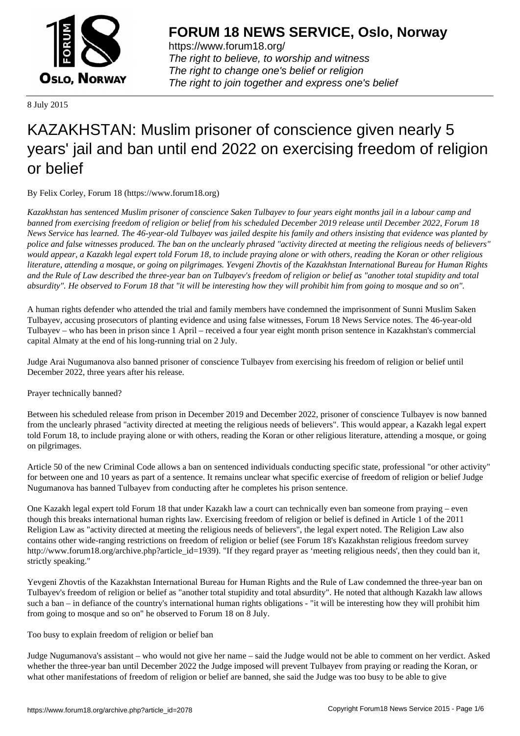8 July 2015

# KAZAKHSTAN: Muslim prisoner of conscience given nearly 5 years' jail and ban until end 2022 on exercising freedom of religion or belief

By Felix Corley, Forum 18 (https://www.forum18.org)

*Kazakhstan has sentenced Muslim prisoner of conscience Saken Tulbayev to four years eight months jail in a labour camp and banned from exercising freedom of religion or belief from his scheduled December 2019 release until December 2022, Forum 18 News Service has learned. The 46-year-old Tulbayev was jailed despite his family and others insisting that evidence was planted by police and false witnesses produced. The ban on the unclearly phrased "activity directed at meeting the religious needs of believers" would appear, a Kazakh legal expert told Forum 18, to include praying alone or with others, reading the Koran or other religious literature, attending a mosque, or going on pilgrimages. Yevgeni Zhovtis of the Kazakhstan International Bureau for Human Rights and the Rule of Law described the three-year ban on Tulbayev's freedom of religion or belief as "another total stupidity and total absurdity". He observed to Forum 18 that "it will be interesting how they will prohibit him from going to mosque and so on".*

A human rights defender who attended the trial and family members have condemned the imprisonment of Sunni Muslim Saken Tulbayev, accusing prosecutors of planting evidence and using false witnesses, Forum 18 News Service notes. The 46-year-old Tulbayev – who has been in prison since 1 April – received a four year eight month prison sentence in Kazakhstan's commercial capital Almaty at the end of his long-running trial on 2 July.

Judge Arai Nugumanova also banned prisoner of conscience Tulbayev from exercising his freedom of religion or belief until December 2022, three years after his release.

Prayer technically banned?

Between his scheduled release from prison in December 2019 and December 2022, prisoner of conscience Tulbayev is now banned from the unclearly phrased "activity directed at meeting the religious needs of believers". This would appear, a Kazakh legal expert told Forum 18, to include praying alone or with others, reading the Koran or other religious literature, attending a mosque, or going on pilgrimages.

Article 50 of the new Criminal Code allows a ban on sentenced individuals conducting specific state, professional "or other activity" for between one and 10 years as part of a sentence. It remains unclear what specific exercise of freedom of religion or belief Judge Nugumanova has banned Tulbayev from conducting after he completes his prison sentence.

One Kazakh legal expert told Forum 18 that under Kazakh law a court can technically even ban someone from praying – even though this breaks international human rights law. Exercising freedom of religion or belief is defined in Article 1 of the 2011 Religion Law as "activity directed at meeting the religious needs of believers", the legal expert noted. The Religion Law also contains other wide-ranging restrictions on freedom of religion or belief (see Forum 18's Kazakhstan religious freedom survey http://www.forum18.org/archive.php?article_id=1939). "If they regard prayer as 'meeting religious needs', then they could ban it, strictly speaking."

Yevgeni Zhovtis of the Kazakhstan International Bureau for Human Rights and the Rule of Law condemned the three-year ban on Tulbayev's freedom of religion or belief as "another total stupidity and total absurdity". He noted that although Kazakh law allows such a ban – in defiance of the country's international human rights obligations - "it will be interesting how they will prohibit him from going to mosque and so on" he observed to Forum 18 on 8 July.

Too busy to explain freedom of religion or belief ban

Judge Nugumanova's assistant – who would not give her name – said the Judge would not be able to comment on her verdict. Asked whether the three-year ban until December 2022 the Judge imposed will prevent Tulbayev from praying or reading the Koran, or what other manifestations of freedom of religion or belief are banned, she said the Judge was too busy to be able to give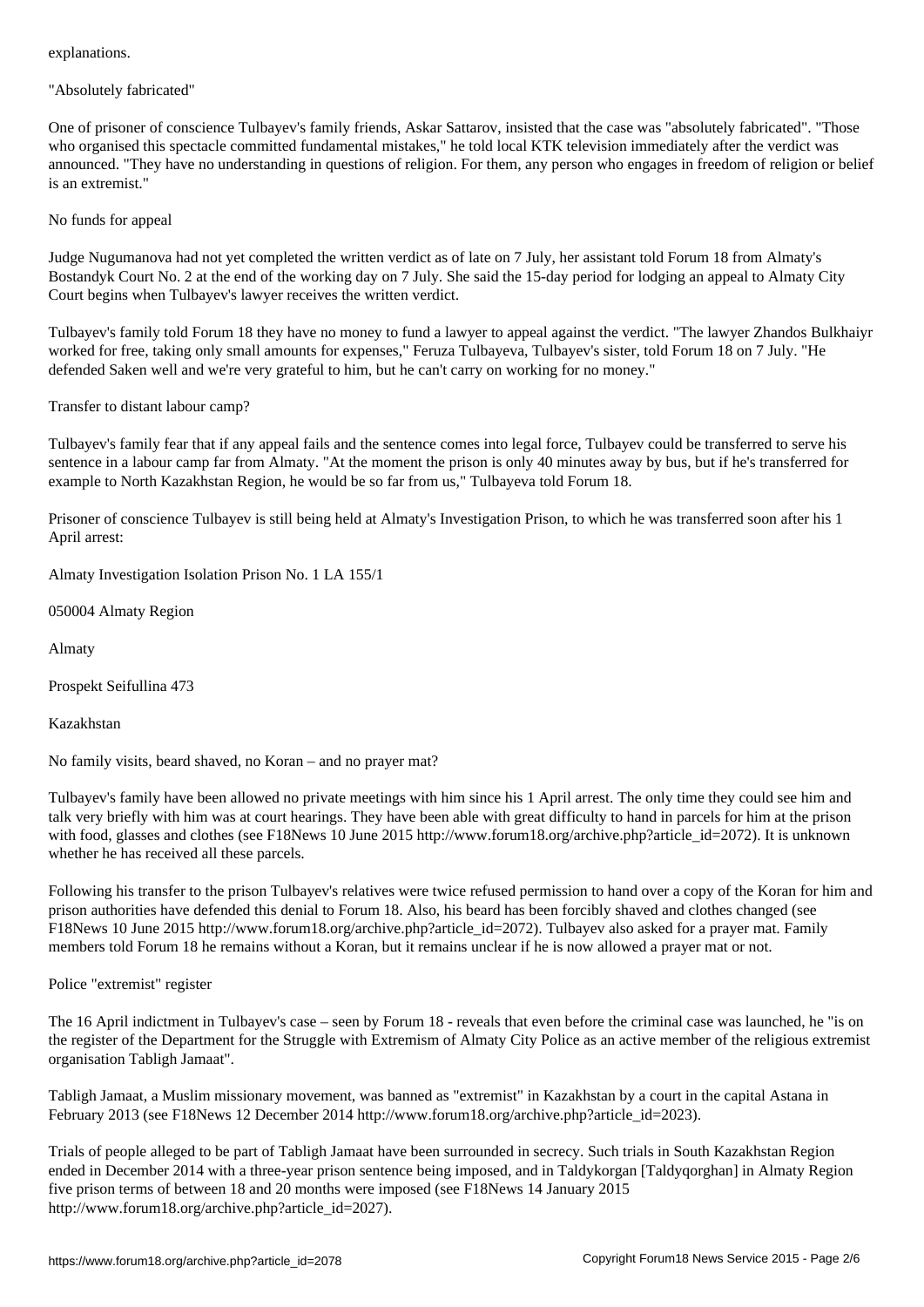explanations.

## "Absolutely fabricated"

One of prisoner of conscience Tulbayev's family friends, Askar Sattarov, insisted that the case was "absolutely fabricated". "Those who organised this spectacle committed fundamental mistakes," he told local KTK television immediately after the verdict was announced. "They have no understanding in questions of religion. For them, any person who engages in freedom of religion or belief is an extremist."

## No funds for appeal

Judge Nugumanova had not yet completed the written verdict as of late on 7 July, her assistant told Forum 18 from Almaty's Bostandyk Court No. 2 at the end of the working day on 7 July. She said the 15-day period for lodging an appeal to Almaty City Court begins when Tulbayev's lawyer receives the written verdict.

Tulbayev's family told Forum 18 they have no money to fund a lawyer to appeal against the verdict. "The lawyer Zhandos Bulkhaiyr worked for free, taking only small amounts for expenses," Feruza Tulbayeva, Tulbayev's sister, told Forum 18 on 7 July. "He defended Saken well and we're very grateful to him, but he can't carry on working for no money."

## Transfer to distant labour camp?

Tulbayev's family fear that if any appeal fails and the sentence comes into legal force, Tulbayev could be transferred to serve his sentence in a labour camp far from Almaty. "At the moment the prison is only 40 minutes away by bus, but if he's transferred for example to North Kazakhstan Region, he would be so far from us," Tulbayeva told Forum 18.

Prisoner of conscience Tulbayev is still being held at Almaty's Investigation Prison, to which he was transferred soon after his 1 April arrest:

Almaty Investigation Isolation Prison No. 1 LA 155/1

050004 Almaty Region

Almaty

Prospekt Seifullina 473

Kazakhstan

## No family visits, beard shaved, no Koran – and no prayer mat?

Tulbayev's family have been allowed no private meetings with him since his 1 April arrest. The only time they could see him and talk very briefly with him was at court hearings. They have been able with great difficulty to hand in parcels for him at the prison with food, glasses and clothes (see F18News 10 June 2015 http://www.forum18.org/archive.php?article_id=2072). It is unknown whether he has received all these parcels.

Following his transfer to the prison Tulbayev's relatives were twice refused permission to hand over a copy of the Koran for him and prison authorities have defended this denial to Forum 18. Also, his beard has been forcibly shaved and clothes changed (see F18News 10 June 2015 http://www.forum18.org/archive.php?article_id=2072). Tulbayev also asked for a prayer mat. Family members told Forum 18 he remains without a Koran, but it remains unclear if he is now allowed a prayer mat or not.

## Police "extremist" register

The 16 April indictment in Tulbayev's case – seen by Forum 18 - reveals that even before the criminal case was launched, he "is on the register of the Department for the Struggle with Extremism of Almaty City Police as an active member of the religious extremist organisation Tabligh Jamaat".

Tabligh Jamaat, a Muslim missionary movement, was banned as "extremist" in Kazakhstan by a court in the capital Astana in February 2013 (see F18News 12 December 2014 http://www.forum18.org/archive.php?article_id=2023).

Trials of people alleged to be part of Tabligh Jamaat have been surrounded in secrecy. Such trials in South Kazakhstan Region ended in December 2014 with a three-year prison sentence being imposed, and in Taldykorgan [Taldyqorghan] in Almaty Region five prison terms of between 18 and 20 months were imposed (see F18News 14 January 2015 http://www.forum18.org/archive.php?article_id=2027).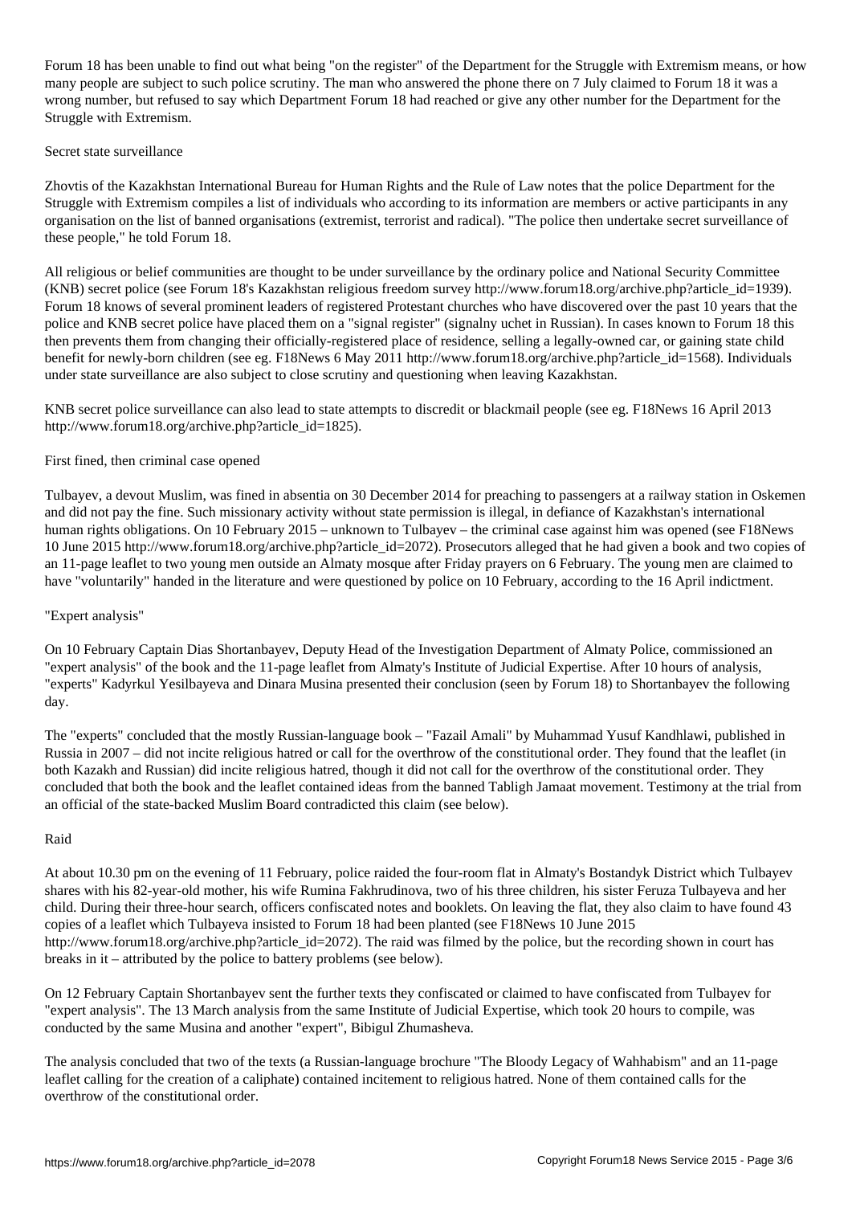Forum 18 has been unable to find out what being "on the register" of the Department for the Struggle with Extremism means, or how many people are subject to such police scrutiny. The man who answered the phone there on 7 July claimed to Forum 18 it was a wrong number, but refused to say which Department Forum 18 had reached or give any other number for the Department for the Struggle with Extremism.

## Secret state surveillance

Zhovtis of the Kazakhstan International Bureau for Human Rights and the Rule of Law notes that the police Department for the Struggle with Extremism compiles a list of individuals who according to its information are members or active participants in any organisation on the list of banned organisations (extremist, terrorist and radical). "The police then undertake secret surveillance of these people," he told Forum 18.

All religious or belief communities are thought to be under surveillance by the ordinary police and National Security Committee (KNB) secret police (see Forum 18's Kazakhstan religious freedom survey http://www.forum18.org/archive.php?article_id=1939). Forum 18 knows of several prominent leaders of registered Protestant churches who have discovered over the past 10 years that the police and KNB secret police have placed them on a "signal register" (signalny uchet in Russian). In cases known to Forum 18 this then prevents them from changing their officially-registered place of residence, selling a legally-owned car, or gaining state child benefit for newly-born children (see eg. F18News 6 May 2011 http://www.forum18.org/archive.php?article_id=1568). Individuals under state surveillance are also subject to close scrutiny and questioning when leaving Kazakhstan.

KNB secret police surveillance can also lead to state attempts to discredit or blackmail people (see eg. F18News 16 April 2013 http://www.forum18.org/archive.php?article_id=1825).

## First fined, then criminal case opened

Tulbayev, a devout Muslim, was fined in absentia on 30 December 2014 for preaching to passengers at a railway station in Oskemen and did not pay the fine. Such missionary activity without state permission is illegal, in defiance of Kazakhstan's international human rights obligations. On 10 February 2015 – unknown to Tulbayev – the criminal case against him was opened (see F18News 10 June 2015 http://www.forum18.org/archive.php?article_id=2072). Prosecutors alleged that he had given a book and two copies of an 11-page leaflet to two young men outside an Almaty mosque after Friday prayers on 6 February. The young men are claimed to have "voluntarily" handed in the literature and were questioned by police on 10 February, according to the 16 April indictment.

## "Expert analysis"

On 10 February Captain Dias Shortanbayev, Deputy Head of the Investigation Department of Almaty Police, commissioned an "expert analysis" of the book and the 11-page leaflet from Almaty's Institute of Judicial Expertise. After 10 hours of analysis, "experts" Kadyrkul Yesilbayeva and Dinara Musina presented their conclusion (seen by Forum 18) to Shortanbayev the following day.

The "experts" concluded that the mostly Russian-language book – "Fazail Amali" by Muhammad Yusuf Kandhlawi, published in Russia in 2007 – did not incite religious hatred or call for the overthrow of the constitutional order. They found that the leaflet (in both Kazakh and Russian) did incite religious hatred, though it did not call for the overthrow of the constitutional order. They concluded that both the book and the leaflet contained ideas from the banned Tabligh Jamaat movement. Testimony at the trial from an official of the state-backed Muslim Board contradicted this claim (see below).

## Raid

At about 10.30 pm on the evening of 11 February, police raided the four-room flat in Almaty's Bostandyk District which Tulbayev shares with his 82-year-old mother, his wife Rumina Fakhrudinova, two of his three children, his sister Feruza Tulbayeva and her child. During their three-hour search, officers confiscated notes and booklets. On leaving the flat, they also claim to have found 43 copies of a leaflet which Tulbayeva insisted to Forum 18 had been planted (see F18News 10 June 2015 http://www.forum18.org/archive.php?article_id=2072). The raid was filmed by the police, but the recording shown in court has breaks in it – attributed by the police to battery problems (see below).

On 12 February Captain Shortanbayev sent the further texts they confiscated or claimed to have confiscated from Tulbayev for "expert analysis". The 13 March analysis from the same Institute of Judicial Expertise, which took 20 hours to compile, was conducted by the same Musina and another "expert", Bibigul Zhumasheva.

The analysis concluded that two of the texts (a Russian-language brochure "The Bloody Legacy of Wahhabism" and an 11-page leaflet calling for the creation of a caliphate) contained incitement to religious hatred. None of them contained calls for the overthrow of the constitutional order.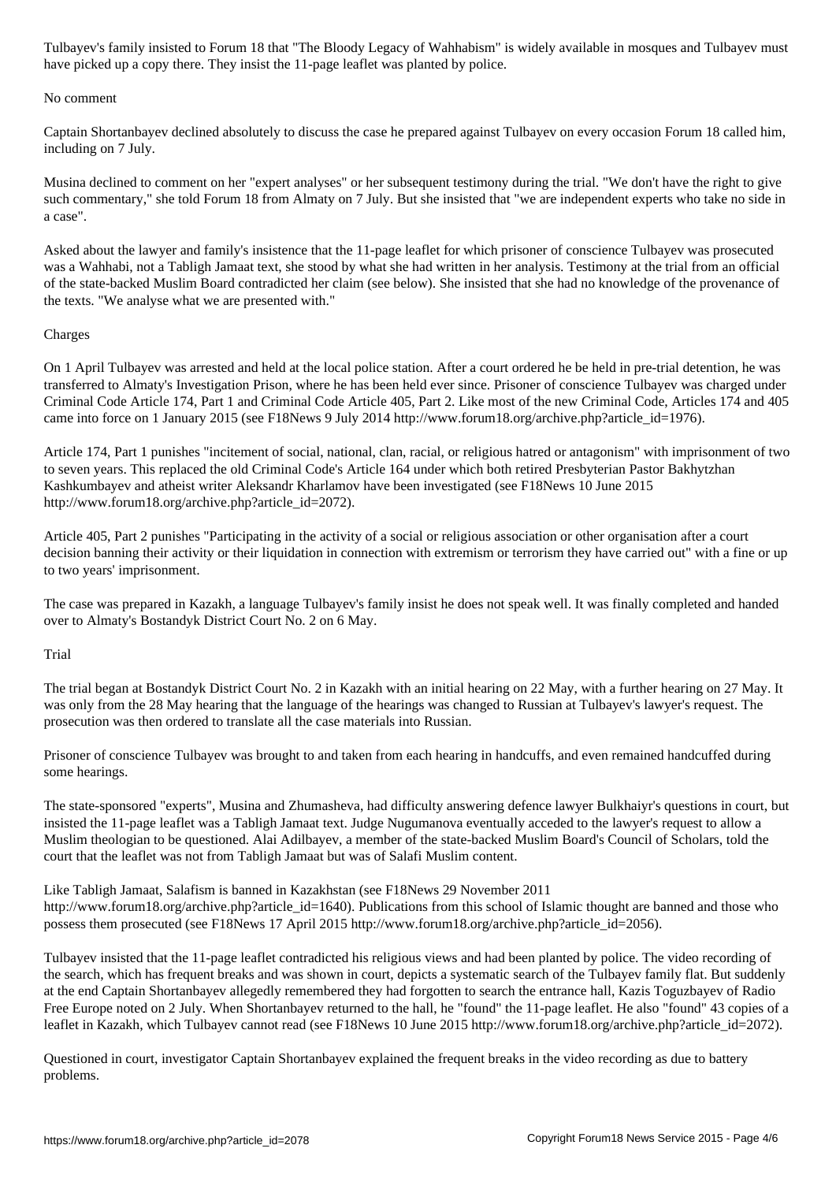Tulbayev's family insisted to Forum 18 that "The Bloody Legacy of Wahhabism" is widely available in mosques and Tulbayev must have picked up a copy there. They insist the 11-page leaflet was planted by police.

## No comment

Captain Shortanbayev declined absolutely to discuss the case he prepared against Tulbayev on every occasion Forum 18 called him, including on 7 July.

Musina declined to comment on her "expert analyses" or her subsequent testimony during the trial. "We don't have the right to give such commentary," she told Forum 18 from Almaty on 7 July. But she insisted that "we are independent experts who take no side in a case".

Asked about the lawyer and family's insistence that the 11-page leaflet for which prisoner of conscience Tulbayev was prosecuted was a Wahhabi, not a Tabligh Jamaat text, she stood by what she had written in her analysis. Testimony at the trial from an official of the state-backed Muslim Board contradicted her claim (see below). She insisted that she had no knowledge of the provenance of the texts. "We analyse what we are presented with."

## Charges

On 1 April Tulbayev was arrested and held at the local police station. After a court ordered he be held in pre-trial detention, he was transferred to Almaty's Investigation Prison, where he has been held ever since. Prisoner of conscience Tulbayev was charged under Criminal Code Article 174, Part 1 and Criminal Code Article 405, Part 2. Like most of the new Criminal Code, Articles 174 and 405 came into force on 1 January 2015 (see F18News 9 July 2014 http://www.forum18.org/archive.php?article_id=1976).

Article 174, Part 1 punishes "incitement of social, national, clan, racial, or religious hatred or antagonism" with imprisonment of two to seven years. This replaced the old Criminal Code's Article 164 under which both retired Presbyterian Pastor Bakhytzhan Kashkumbayev and atheist writer Aleksandr Kharlamov have been investigated (see F18News 10 June 2015 http://www.forum18.org/archive.php?article_id=2072).

Article 405, Part 2 punishes "Participating in the activity of a social or religious association or other organisation after a court decision banning their activity or their liquidation in connection with extremism or terrorism they have carried out" with a fine or up to two years' imprisonment.

The case was prepared in Kazakh, a language Tulbayev's family insist he does not speak well. It was finally completed and handed over to Almaty's Bostandyk District Court No. 2 on 6 May.

## Trial

The trial began at Bostandyk District Court No. 2 in Kazakh with an initial hearing on 22 May, with a further hearing on 27 May. It was only from the 28 May hearing that the language of the hearings was changed to Russian at Tulbayev's lawyer's request. The prosecution was then ordered to translate all the case materials into Russian.

Prisoner of conscience Tulbayev was brought to and taken from each hearing in handcuffs, and even remained handcuffed during some hearings.

The state-sponsored "experts", Musina and Zhumasheva, had difficulty answering defence lawyer Bulkhaiyr's questions in court, but insisted the 11-page leaflet was a Tabligh Jamaat text. Judge Nugumanova eventually acceded to the lawyer's request to allow a Muslim theologian to be questioned. Alai Adilbayev, a member of the state-backed Muslim Board's Council of Scholars, told the court that the leaflet was not from Tabligh Jamaat but was of Salafi Muslim content.

Like Tabligh Jamaat, Salafism is banned in Kazakhstan (see F18News 29 November 2011 http://www.forum18.org/archive.php?article_id=1640). Publications from this school of Islamic thought are banned and those who possess them prosecuted (see F18News 17 April 2015 http://www.forum18.org/archive.php?article_id=2056).

Tulbayev insisted that the 11-page leaflet contradicted his religious views and had been planted by police. The video recording of the search, which has frequent breaks and was shown in court, depicts a systematic search of the Tulbayev family flat. But suddenly at the end Captain Shortanbayev allegedly remembered they had forgotten to search the entrance hall, Kazis Toguzbayev of Radio Free Europe noted on 2 July. When Shortanbayev returned to the hall, he "found" the 11-page leaflet. He also "found" 43 copies of a leaflet in Kazakh, which Tulbayev cannot read (see F18News 10 June 2015 http://www.forum18.org/archive.php?article_id=2072).

Questioned in court, investigator Captain Shortanbayev explained the frequent breaks in the video recording as due to battery problems.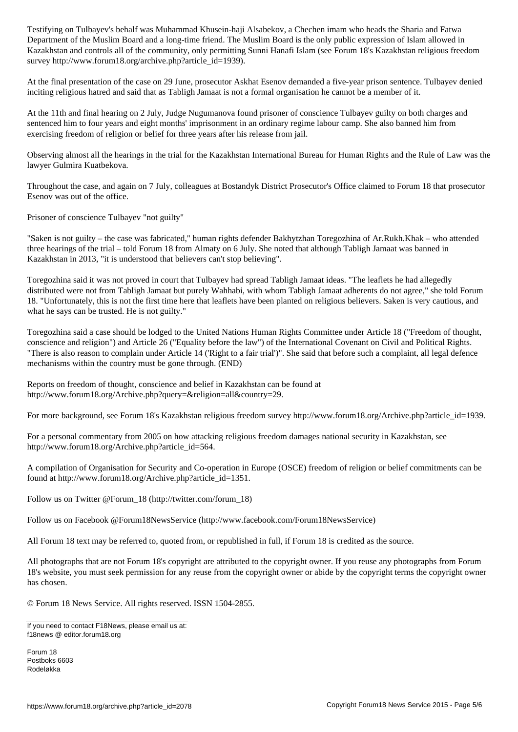Testifying on Tulbayev's behalf was Muhammad Khusein-haji Alsabekov, a Chechen imam who heads the Sharia and Fatwa Department of the Muslim Board and a long-time friend. The Muslim Board is the only public expression of Islam allowed in Kazakhstan and controls all of the community, only permitting Sunni Hanafi Islam (see Forum 18's Kazakhstan religious freedom survey http://www.forum18.org/archive.php?article_id=1939).

At the final presentation of the case on 29 June, prosecutor Askhat Esenov demanded a five-year prison sentence. Tulbayev denied inciting religious hatred and said that as Tabligh Jamaat is not a formal organisation he cannot be a member of it.

At the 11th and final hearing on 2 July, Judge Nugumanova found prisoner of conscience Tulbayev guilty on both charges and sentenced him to four years and eight months' imprisonment in an ordinary regime labour camp. She also banned him from exercising freedom of religion or belief for three years after his release from jail.

Observing almost all the hearings in the trial for the Kazakhstan International Bureau for Human Rights and the Rule of Law was the lawyer Gulmira Kuatbekova.

Throughout the case, and again on 7 July, colleagues at Bostandyk District Prosecutor's Office claimed to Forum 18 that prosecutor Esenov was out of the office.

## Prisoner of conscience Tulbayev "not guilty"

"Saken is not guilty – the case was fabricated," human rights defender Bakhytzhan Toregozhina of Ar.Rukh.Khak – who attended three hearings of the trial – told Forum 18 from Almaty on 6 July. She noted that although Tabligh Jamaat was banned in Kazakhstan in 2013, "it is understood that believers can't stop believing".

Toregozhina said it was not proved in court that Tulbayev had spread Tabligh Jamaat ideas. "The leaflets he had allegedly distributed were not from Tabligh Jamaat but purely Wahhabi, with whom Tabligh Jamaat adherents do not agree," she told Forum 18. "Unfortunately, this is not the first time here that leaflets have been planted on religious believers. Saken is very cautious, and what he says can be trusted. He is not guilty."

Toregozhina said a case should be lodged to the United Nations Human Rights Committee under Article 18 ("Freedom of thought, conscience and religion") and Article 26 ("Equality before the law") of the International Covenant on Civil and Political Rights. "There is also reason to complain under Article 14 ('Right to a fair trial')". She said that before such a complaint, all legal defence mechanisms within the country must be gone through. (END)

Reports on freedom of thought, conscience and belief in Kazakhstan can be found at http://www.forum18.org/Archive.php?query=&religion=all&country=29.

For more background, see Forum 18's Kazakhstan religious freedom survey http://www.forum18.org/Archive.php?article_id=1939.

For a personal commentary from 2005 on how attacking religious freedom damages national security in Kazakhstan, see http://www.forum18.org/Archive.php?article_id=564.

A compilation of Organisation for Security and Co-operation in Europe (OSCE) freedom of religion or belief commitments can be found at http://www.forum18.org/Archive.php?article_id=1351.

Follow us on Twitter @Forum_18 (http://twitter.com/forum_18)

Follow us on Facebook @Forum18NewsService (http://www.facebook.com/Forum18NewsService)

All Forum 18 text may be referred to, quoted from, or republished in full, if Forum 18 is credited as the source.

All photographs that are not Forum 18's copyright are attributed to the copyright owner. If you reuse any photographs from Forum 18's website, you must seek permission for any reuse from the copyright owner or abide by the copyright terms the copyright owner has chosen.

© Forum 18 News Service. All rights reserved. ISSN 1504-2855.

If you need to contact F18News, please email us at:
f18news @ editor.forum18.org

Forum 18
Postboks 6603
Rodeløkka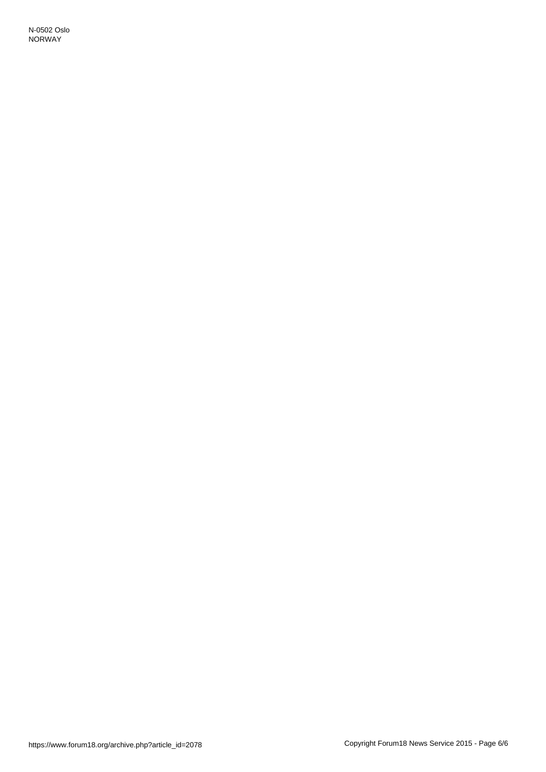N-0502 Oslo
NORWAY